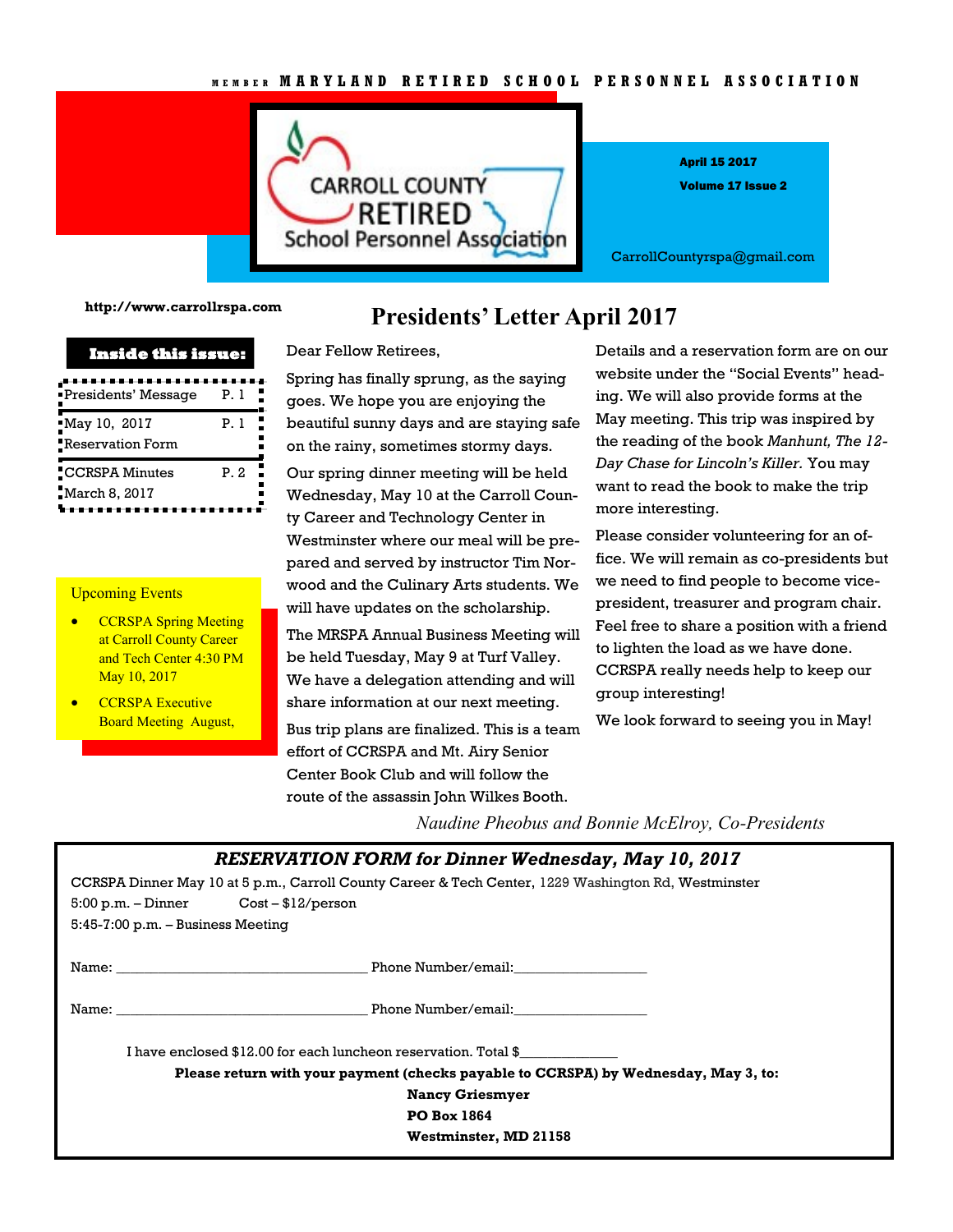MEMBER MARYLAND RETIRED SCHOOL PERSONNEL ASSOCIATION

# Carroll County Retired School Personnel Association

**April 15 2017**

**Volume 17 Issue 2**

CarrollCountyrspa@gmail.com

**http://www.carrollrspa.com**

**Inside this issue:**

| | |
|---|---|
| Presidents' Message | P. 1 |
| May 10, 2017 Reservation Form | P. 1 |
| CCRSPA Minutes March 8, 2017 | P. 2 |

Upcoming Events

- CCRSPA Spring Meeting at Carroll County Career and Tech Center 4:30 PM May 10, 2017
- CCRSPA Executive Board Meeting August,

## Presidents' Letter April 2017

Dear Fellow Retirees,

Spring has finally sprung, as the saying goes. We hope you are enjoying the beautiful sunny days and are staying safe on the rainy, sometimes stormy days.

Our spring dinner meeting will be held Wednesday, May 10 at the Carroll County Career and Technology Center in Westminster where our meal will be prepared and served by instructor Tim Norwood and the Culinary Arts students. We will have updates on the scholarship.

The MRSPA Annual Business Meeting will be held Tuesday, May 9 at Turf Valley. We have a delegation attending and will share information at our next meeting.

Bus trip plans are finalized. This is a team effort of CCRSPA and Mt. Airy Senior Center Book Club and will follow the route of the assassin John Wilkes Booth. Details and a reservation form are on our website under the "Social Events" heading. We will also provide forms at the May meeting. This trip was inspired by the reading of the book *Manhunt, The 12-Day Chase for Lincoln's Killer.* You may want to read the book to make the trip more interesting.

Please consider volunteering for an office. We will remain as co-presidents but we need to find people to become vice-president, treasurer and program chair. Feel free to share a position with a friend to lighten the load as we have done. CCRSPA really needs help to keep our group interesting!

We look forward to seeing you in May!

*Naudine Pheobus and Bonnie McElroy, Co-Presidents*

### *RESERVATION FORM for Dinner Wednesday, May 10, 2017*

CCRSPA Dinner May 10 at 5 p.m., Carroll County Career & Tech Center, 1229 Washington Rd, Westminster

5:00 p.m. – Dinner Cost – $12/person

5:45-7:00 p.m. – Business Meeting

Name: ________________________________ Phone Number/email:__________________

Name: ________________________________ Phone Number/email:__________________

I have enclosed $12.00 for each luncheon reservation. Total $_____________

**Please return with your payment (checks payable to CCRSPA) by Wednesday, May 3, to:**

**Nancy Griesmyer**
**PO Box 1864**
**Westminster, MD 21158**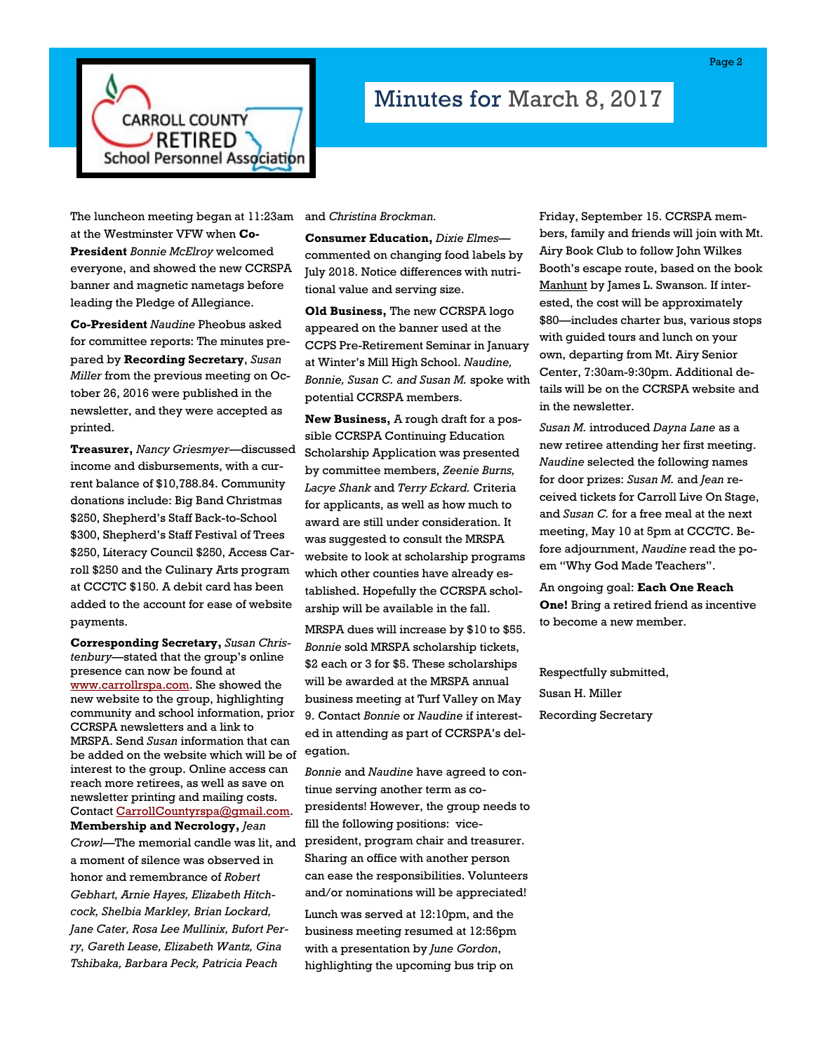# Minutes for March 8, 2017

The luncheon meeting began at 11:23am at the Westminster VFW when **Co-President** *Bonnie McElroy* welcomed everyone, and showed the new CCRSPA banner and magnetic nametags before leading the Pledge of Allegiance.

**Co-President** *Naudine* Pheobus asked for committee reports: The minutes prepared by **Recording Secretary**, *Susan Miller* from the previous meeting on October 26, 2016 were published in the newsletter, and they were accepted as printed.

**Treasurer,** *Nancy Griesmyer*—discussed income and disbursements, with a current balance of $10,788.84. Community donations include: Big Band Christmas $250, Shepherd's Staff Back-to-School $300, Shepherd's Staff Festival of Trees $250, Literacy Council $250, Access Carroll $250 and the Culinary Arts program at CCCTC $150. A debit card has been added to the account for ease of website payments.

**Corresponding Secretary,** *Susan Christenbury*—stated that the group's online presence can now be found at www.carrollrspa.com. She showed the new website to the group, highlighting community and school information, prior CCRSPA newsletters and a link to MRSPA. Send *Susan* information that can be added on the website which will be of interest to the group. Online access can reach more retirees, as well as save on newsletter printing and mailing costs. Contact CarrollCountyrspa@gmail.com.

**Membership and Necrology,** *Jean Crowl*—The memorial candle was lit, and a moment of silence was observed in honor and remembrance of *Robert Gebhart, Arnie Hayes, Elizabeth Hitchcock, Shelbia Markley, Brian Lockard, Jane Cater, Rosa Lee Mullinix, Bufort Perry, Gareth Lease, Elizabeth Wantz, Gina Tshibaka, Barbara Peck, Patricia Peach* and *Christina Brockman.*

**Consumer Education,** *Dixie Elmes*—commented on changing food labels by July 2018. Notice differences with nutritional value and serving size.

**Old Business,** The new CCRSPA logo appeared on the banner used at the CCPS Pre-Retirement Seminar in January at Winter's Mill High School. *Naudine, Bonnie, Susan C. and Susan M.* spoke with potential CCRSPA members.

**New Business,** A rough draft for a possible CCRSPA Continuing Education Scholarship Application was presented by committee members, *Zeenie Burns, Lacye Shank* and *Terry Eckard.* Criteria for applicants, as well as how much to award are still under consideration. It was suggested to consult the MRSPA website to look at scholarship programs which other counties have already established. Hopefully the CCRSPA scholarship will be available in the fall.

MRSPA dues will increase by $10 to $55. *Bonnie* sold MRSPA scholarship tickets, $2 each or 3 for $5. These scholarships will be awarded at the MRSPA annual business meeting at Turf Valley on May 9. Contact *Bonnie* or *Naudine* if interested in attending as part of CCRSPA's delegation.

*Bonnie* and *Naudine* have agreed to continue serving another term as co-presidents! However, the group needs to fill the following positions: vice-president, program chair and treasurer. Sharing an office with another person can ease the responsibilities. Volunteers and/or nominations will be appreciated!

Lunch was served at 12:10pm, and the business meeting resumed at 12:56pm with a presentation by *June Gordon*, highlighting the upcoming bus trip on Friday, September 15. CCRSPA members, family and friends will join with Mt. Airy Book Club to follow John Wilkes Booth's escape route, based on the book Manhunt by James L. Swanson. If interested, the cost will be approximately $80—includes charter bus, various stops with guided tours and lunch on your own, departing from Mt. Airy Senior Center, 7:30am-9:30pm. Additional details will be on the CCRSPA website and in the newsletter.

*Susan M.* introduced *Dayna Lane* as a new retiree attending her first meeting. *Naudine* selected the following names for door prizes: *Susan M.* and *Jean* received tickets for Carroll Live On Stage, and *Susan C.* for a free meal at the next meeting, May 10 at 5pm at CCCTC. Before adjournment, *Naudine* read the poem "Why God Made Teachers".

An ongoing goal: **Each One Reach One!** Bring a retired friend as incentive to become a new member.

Respectfully submitted,
Susan H. Miller
Recording Secretary